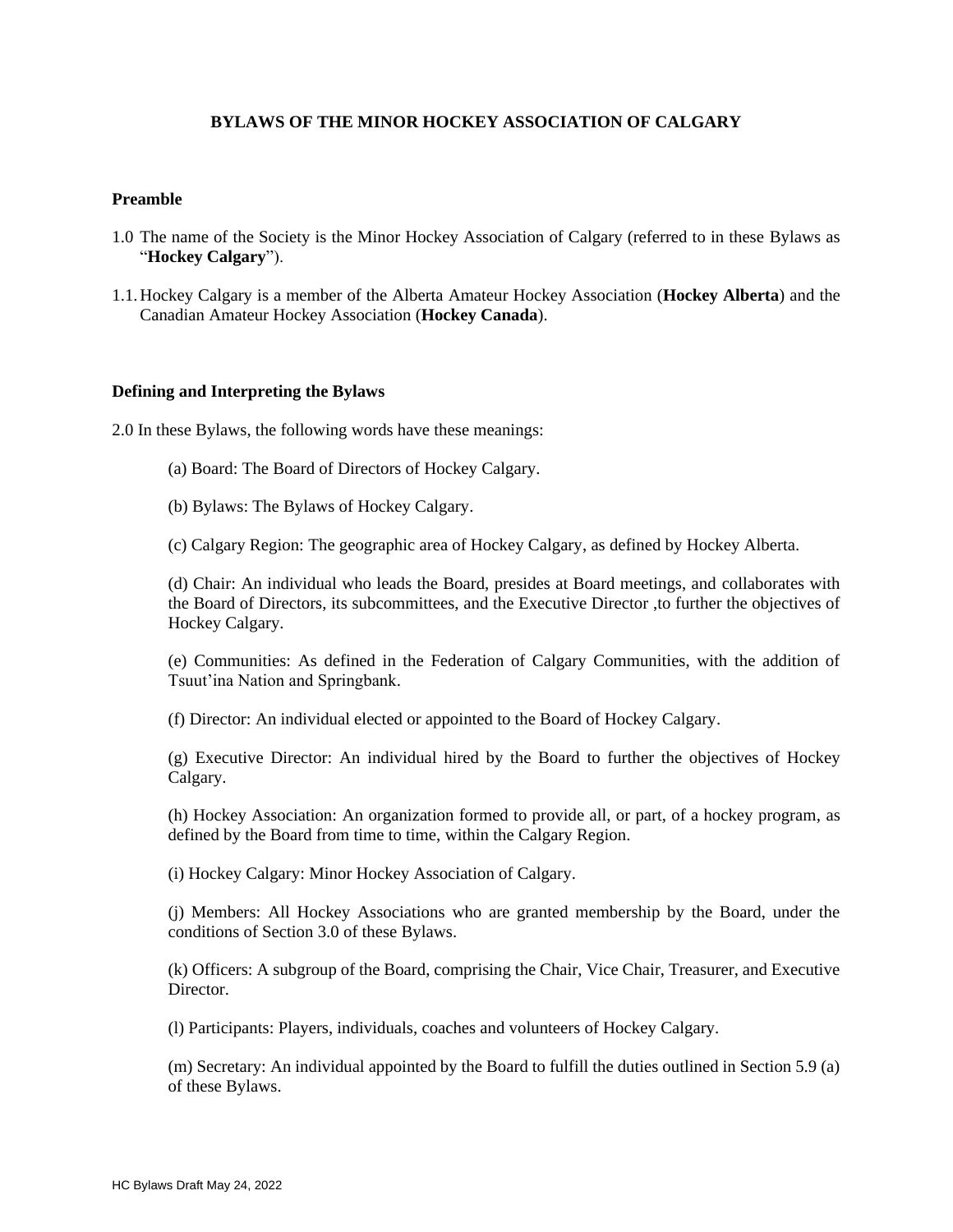# BYLAWS OF THE MINOR HOCKEY ASSOCIATION OF CALGARY

## Preamble

1.0 The name of the Society is the Minor Hockey Association of Calgary (referred to in these Bylaws as "**Hockey Calgary**").

1.1. Hockey Calgary is a member of the Alberta Amateur Hockey Association (**Hockey Alberta**) and the Canadian Amateur Hockey Association (**Hockey Canada**).

## Defining and Interpreting the Bylaws

2.0 In these Bylaws, the following words have these meanings:

(a) Board: The Board of Directors of Hockey Calgary.

(b) Bylaws: The Bylaws of Hockey Calgary.

(c) Calgary Region: The geographic area of Hockey Calgary, as defined by Hockey Alberta.

(d) Chair: An individual who leads the Board, presides at Board meetings, and collaborates with the Board of Directors, its subcommittees, and the Executive Director ,to further the objectives of Hockey Calgary.

(e) Communities: As defined in the Federation of Calgary Communities, with the addition of Tsuut'ina Nation and Springbank.

(f) Director: An individual elected or appointed to the Board of Hockey Calgary.

(g) Executive Director: An individual hired by the Board to further the objectives of Hockey Calgary.

(h) Hockey Association: An organization formed to provide all, or part, of a hockey program, as defined by the Board from time to time, within the Calgary Region.

(i) Hockey Calgary: Minor Hockey Association of Calgary.

(j) Members: All Hockey Associations who are granted membership by the Board, under the conditions of Section 3.0 of these Bylaws.

(k) Officers: A subgroup of the Board, comprising the Chair, Vice Chair, Treasurer, and Executive Director.

(l) Participants: Players, individuals, coaches and volunteers of Hockey Calgary.

(m) Secretary: An individual appointed by the Board to fulfill the duties outlined in Section 5.9 (a) of these Bylaws.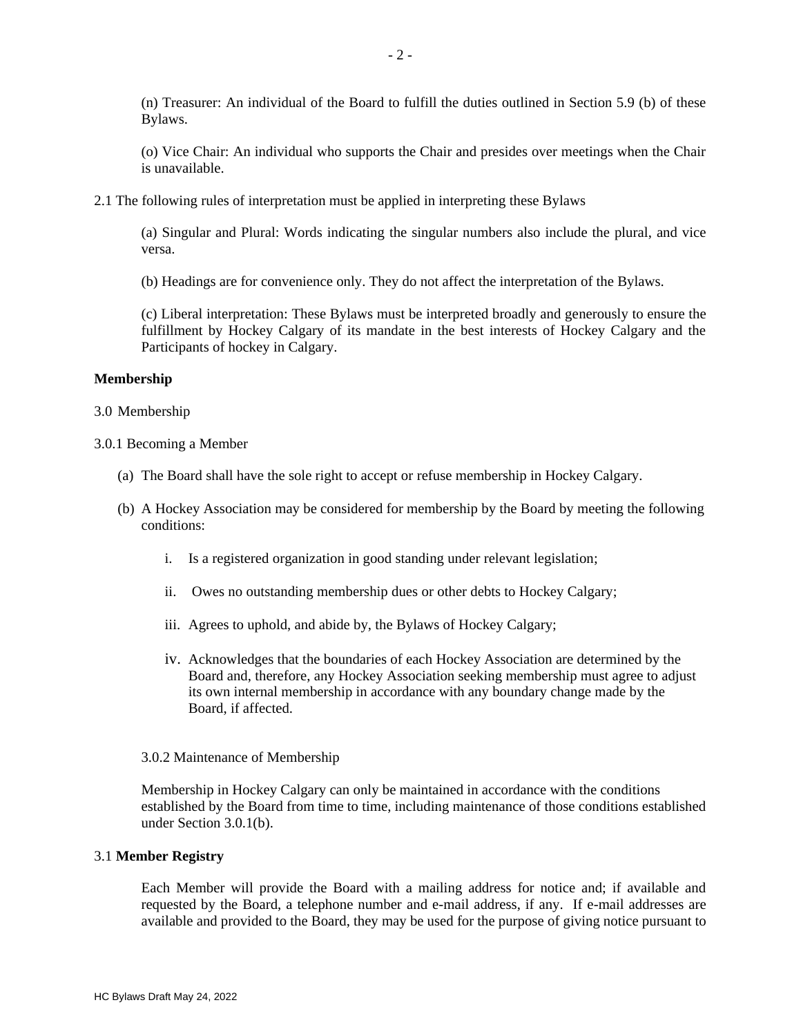(n) Treasurer: An individual of the Board to fulfill the duties outlined in Section 5.9 (b) of these Bylaws.

(o) Vice Chair: An individual who supports the Chair and presides over meetings when the Chair is unavailable.

2.1 The following rules of interpretation must be applied in interpreting these Bylaws

(a) Singular and Plural: Words indicating the singular numbers also include the plural, and vice versa.

(b) Headings are for convenience only. They do not affect the interpretation of the Bylaws.

(c) Liberal interpretation: These Bylaws must be interpreted broadly and generously to ensure the fulfillment by Hockey Calgary of its mandate in the best interests of Hockey Calgary and the Participants of hockey in Calgary.

**Membership**

3.0 Membership

3.0.1 Becoming a Member

(a) The Board shall have the sole right to accept or refuse membership in Hockey Calgary.

(b) A Hockey Association may be considered for membership by the Board by meeting the following conditions:

i. Is a registered organization in good standing under relevant legislation;

ii. Owes no outstanding membership dues or other debts to Hockey Calgary;

iii. Agrees to uphold, and abide by, the Bylaws of Hockey Calgary;

iv. Acknowledges that the boundaries of each Hockey Association are determined by the Board and, therefore, any Hockey Association seeking membership must agree to adjust its own internal membership in accordance with any boundary change made by the Board, if affected.

3.0.2 Maintenance of Membership

Membership in Hockey Calgary can only be maintained in accordance with the conditions established by the Board from time to time, including maintenance of those conditions established under Section 3.0.1(b).

3.1 **Member Registry**

Each Member will provide the Board with a mailing address for notice and; if available and requested by the Board, a telephone number and e-mail address, if any. If e-mail addresses are available and provided to the Board, they may be used for the purpose of giving notice pursuant to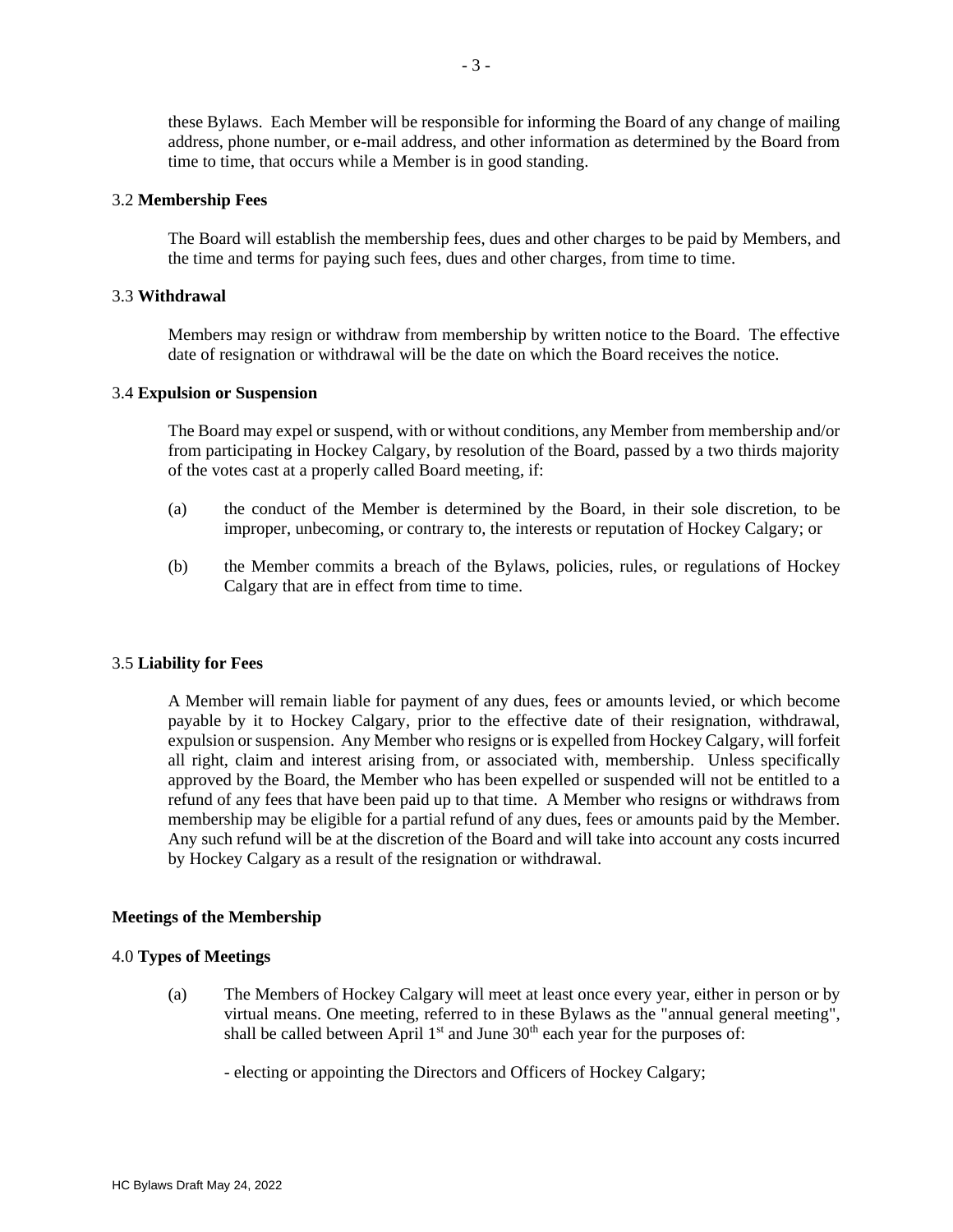these Bylaws. Each Member will be responsible for informing the Board of any change of mailing address, phone number, or e-mail address, and other information as determined by the Board from time to time, that occurs while a Member is in good standing.

3.2 **Membership Fees**

The Board will establish the membership fees, dues and other charges to be paid by Members, and the time and terms for paying such fees, dues and other charges, from time to time.

3.3 **Withdrawal**

Members may resign or withdraw from membership by written notice to the Board. The effective date of resignation or withdrawal will be the date on which the Board receives the notice.

3.4 **Expulsion or Suspension**

The Board may expel or suspend, with or without conditions, any Member from membership and/or from participating in Hockey Calgary, by resolution of the Board, passed by a two thirds majority of the votes cast at a properly called Board meeting, if:

(a) the conduct of the Member is determined by the Board, in their sole discretion, to be improper, unbecoming, or contrary to, the interests or reputation of Hockey Calgary; or

(b) the Member commits a breach of the Bylaws, policies, rules, or regulations of Hockey Calgary that are in effect from time to time.

3.5 **Liability for Fees**

A Member will remain liable for payment of any dues, fees or amounts levied, or which become payable by it to Hockey Calgary, prior to the effective date of their resignation, withdrawal, expulsion or suspension. Any Member who resigns or is expelled from Hockey Calgary, will forfeit all right, claim and interest arising from, or associated with, membership. Unless specifically approved by the Board, the Member who has been expelled or suspended will not be entitled to a refund of any fees that have been paid up to that time. A Member who resigns or withdraws from membership may be eligible for a partial refund of any dues, fees or amounts paid by the Member. Any such refund will be at the discretion of the Board and will take into account any costs incurred by Hockey Calgary as a result of the resignation or withdrawal.

**Meetings of the Membership**

4.0 **Types of Meetings**

(a) The Members of Hockey Calgary will meet at least once every year, either in person or by virtual means. One meeting, referred to in these Bylaws as the "annual general meeting", shall be called between April 1st and June 30th each year for the purposes of:

- electing or appointing the Directors and Officers of Hockey Calgary;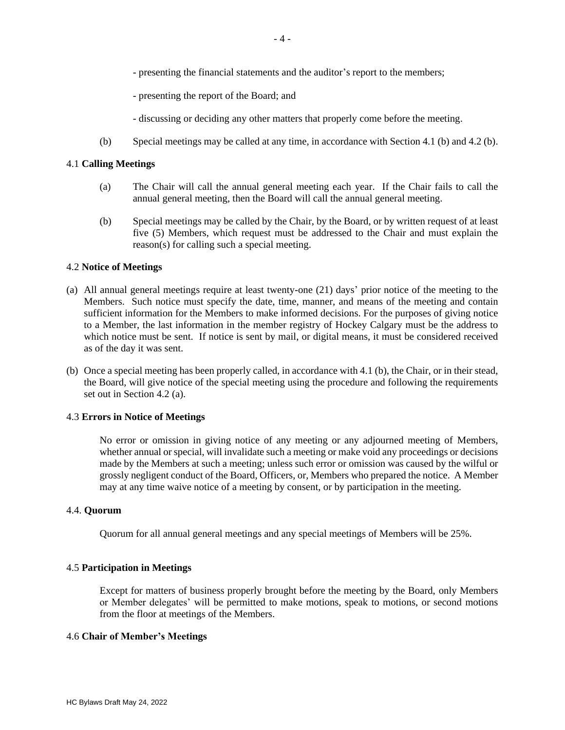- presenting the financial statements and the auditor's report to the members;

- presenting the report of the Board; and

- discussing or deciding any other matters that properly come before the meeting.

(b) Special meetings may be called at any time, in accordance with Section 4.1 (b) and 4.2 (b).

4.1 **Calling Meetings**

(a) The Chair will call the annual general meeting each year. If the Chair fails to call the annual general meeting, then the Board will call the annual general meeting.

(b) Special meetings may be called by the Chair, by the Board, or by written request of at least five (5) Members, which request must be addressed to the Chair and must explain the reason(s) for calling such a special meeting.

4.2 **Notice of Meetings**

(a) All annual general meetings require at least twenty-one (21) days' prior notice of the meeting to the Members. Such notice must specify the date, time, manner, and means of the meeting and contain sufficient information for the Members to make informed decisions. For the purposes of giving notice to a Member, the last information in the member registry of Hockey Calgary must be the address to which notice must be sent. If notice is sent by mail, or digital means, it must be considered received as of the day it was sent.

(b) Once a special meeting has been properly called, in accordance with 4.1 (b), the Chair, or in their stead, the Board, will give notice of the special meeting using the procedure and following the requirements set out in Section 4.2 (a).

4.3 **Errors in Notice of Meetings**

No error or omission in giving notice of any meeting or any adjourned meeting of Members, whether annual or special, will invalidate such a meeting or make void any proceedings or decisions made by the Members at such a meeting; unless such error or omission was caused by the wilful or grossly negligent conduct of the Board, Officers, or, Members who prepared the notice. A Member may at any time waive notice of a meeting by consent, or by participation in the meeting.

4.4. **Quorum**

Quorum for all annual general meetings and any special meetings of Members will be 25%.

4.5 **Participation in Meetings**

Except for matters of business properly brought before the meeting by the Board, only Members or Member delegates' will be permitted to make motions, speak to motions, or second motions from the floor at meetings of the Members.

4.6 **Chair of Member's Meetings**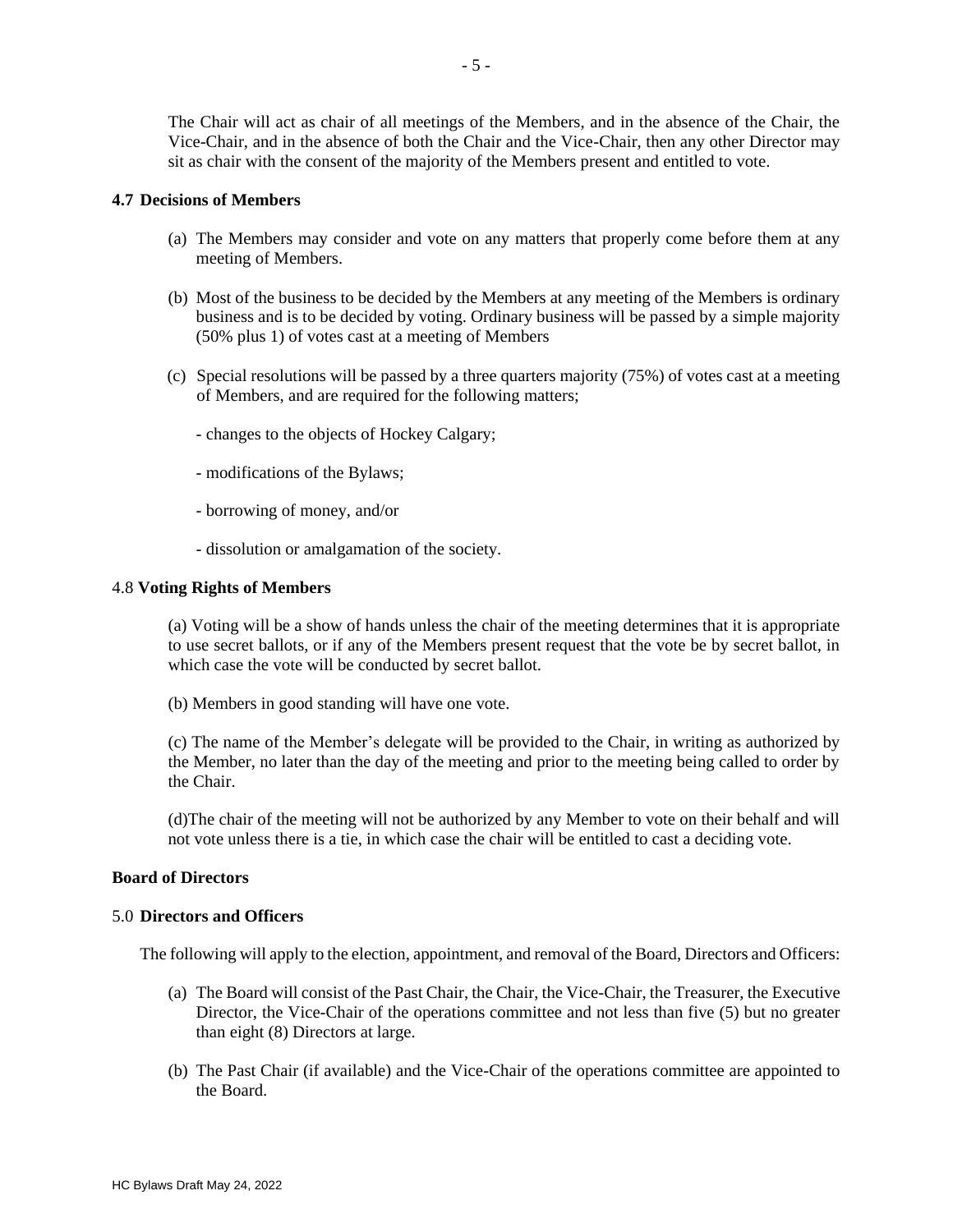The Chair will act as chair of all meetings of the Members, and in the absence of the Chair, the Vice-Chair, and in the absence of both the Chair and the Vice-Chair, then any other Director may sit as chair with the consent of the majority of the Members present and entitled to vote.

**4.7 Decisions of Members**

(a) The Members may consider and vote on any matters that properly come before them at any meeting of Members.

(b) Most of the business to be decided by the Members at any meeting of the Members is ordinary business and is to be decided by voting. Ordinary business will be passed by a simple majority (50% plus 1) of votes cast at a meeting of Members

(c) Special resolutions will be passed by a three quarters majority (75%) of votes cast at a meeting of Members, and are required for the following matters;

- changes to the objects of Hockey Calgary;
- modifications of the Bylaws;
- borrowing of money, and/or
- dissolution or amalgamation of the society.

4.8 **Voting Rights of Members**

(a) Voting will be a show of hands unless the chair of the meeting determines that it is appropriate to use secret ballots, or if any of the Members present request that the vote be by secret ballot, in which case the vote will be conducted by secret ballot.

(b) Members in good standing will have one vote.

(c) The name of the Member's delegate will be provided to the Chair, in writing as authorized by the Member, no later than the day of the meeting and prior to the meeting being called to order by the Chair.

(d)The chair of the meeting will not be authorized by any Member to vote on their behalf and will not vote unless there is a tie, in which case the chair will be entitled to cast a deciding vote.

**Board of Directors**

5.0 **Directors and Officers**

The following will apply to the election, appointment, and removal of the Board, Directors and Officers:

(a) The Board will consist of the Past Chair, the Chair, the Vice-Chair, the Treasurer, the Executive Director, the Vice-Chair of the operations committee and not less than five (5) but no greater than eight (8) Directors at large.

(b) The Past Chair (if available) and the Vice-Chair of the operations committee are appointed to the Board.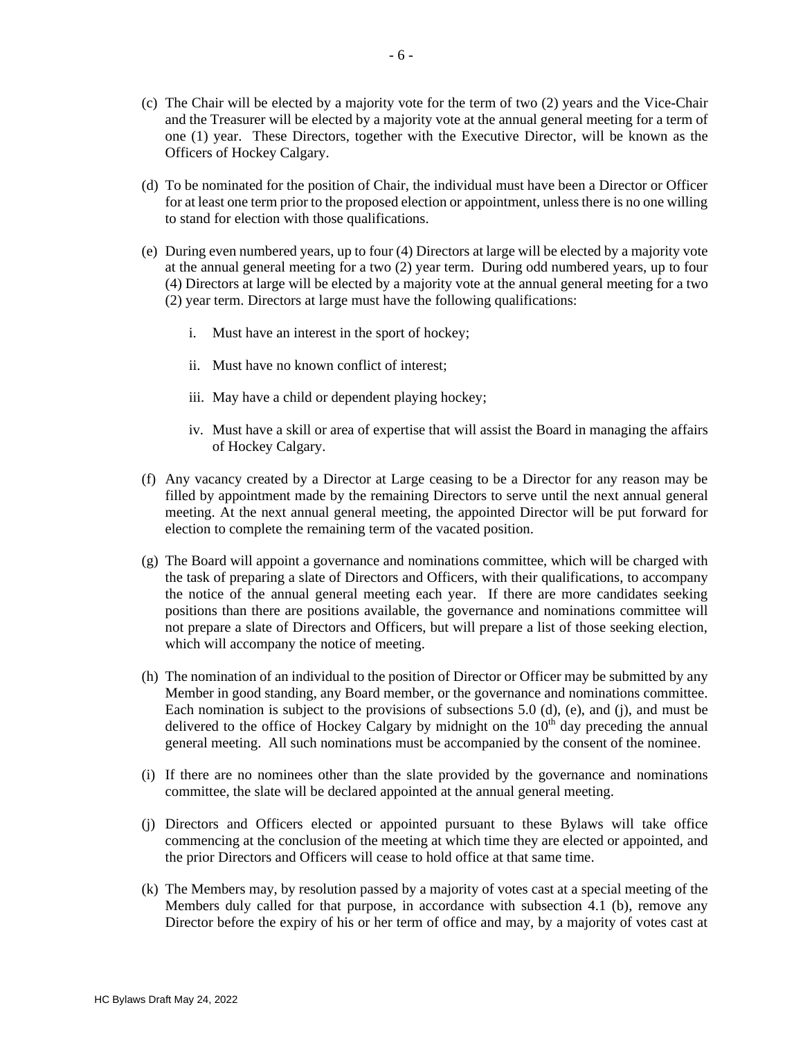(c) The Chair will be elected by a majority vote for the term of two (2) years and the Vice-Chair and the Treasurer will be elected by a majority vote at the annual general meeting for a term of one (1) year. These Directors, together with the Executive Director, will be known as the Officers of Hockey Calgary.

(d) To be nominated for the position of Chair, the individual must have been a Director or Officer for at least one term prior to the proposed election or appointment, unless there is no one willing to stand for election with those qualifications.

(e) During even numbered years, up to four (4) Directors at large will be elected by a majority vote at the annual general meeting for a two (2) year term. During odd numbered years, up to four (4) Directors at large will be elected by a majority vote at the annual general meeting for a two (2) year term. Directors at large must have the following qualifications:

   i. Must have an interest in the sport of hockey;

   ii. Must have no known conflict of interest;

   iii. May have a child or dependent playing hockey;

   iv. Must have a skill or area of expertise that will assist the Board in managing the affairs of Hockey Calgary.

(f) Any vacancy created by a Director at Large ceasing to be a Director for any reason may be filled by appointment made by the remaining Directors to serve until the next annual general meeting. At the next annual general meeting, the appointed Director will be put forward for election to complete the remaining term of the vacated position.

(g) The Board will appoint a governance and nominations committee, which will be charged with the task of preparing a slate of Directors and Officers, with their qualifications, to accompany the notice of the annual general meeting each year. If there are more candidates seeking positions than there are positions available, the governance and nominations committee will not prepare a slate of Directors and Officers, but will prepare a list of those seeking election, which will accompany the notice of meeting.

(h) The nomination of an individual to the position of Director or Officer may be submitted by any Member in good standing, any Board member, or the governance and nominations committee. Each nomination is subject to the provisions of subsections 5.0 (d), (e), and (j), and must be delivered to the office of Hockey Calgary by midnight on the 10th day preceding the annual general meeting. All such nominations must be accompanied by the consent of the nominee.

(i) If there are no nominees other than the slate provided by the governance and nominations committee, the slate will be declared appointed at the annual general meeting.

(j) Directors and Officers elected or appointed pursuant to these Bylaws will take office commencing at the conclusion of the meeting at which time they are elected or appointed, and the prior Directors and Officers will cease to hold office at that same time.

(k) The Members may, by resolution passed by a majority of votes cast at a special meeting of the Members duly called for that purpose, in accordance with subsection 4.1 (b), remove any Director before the expiry of his or her term of office and may, by a majority of votes cast at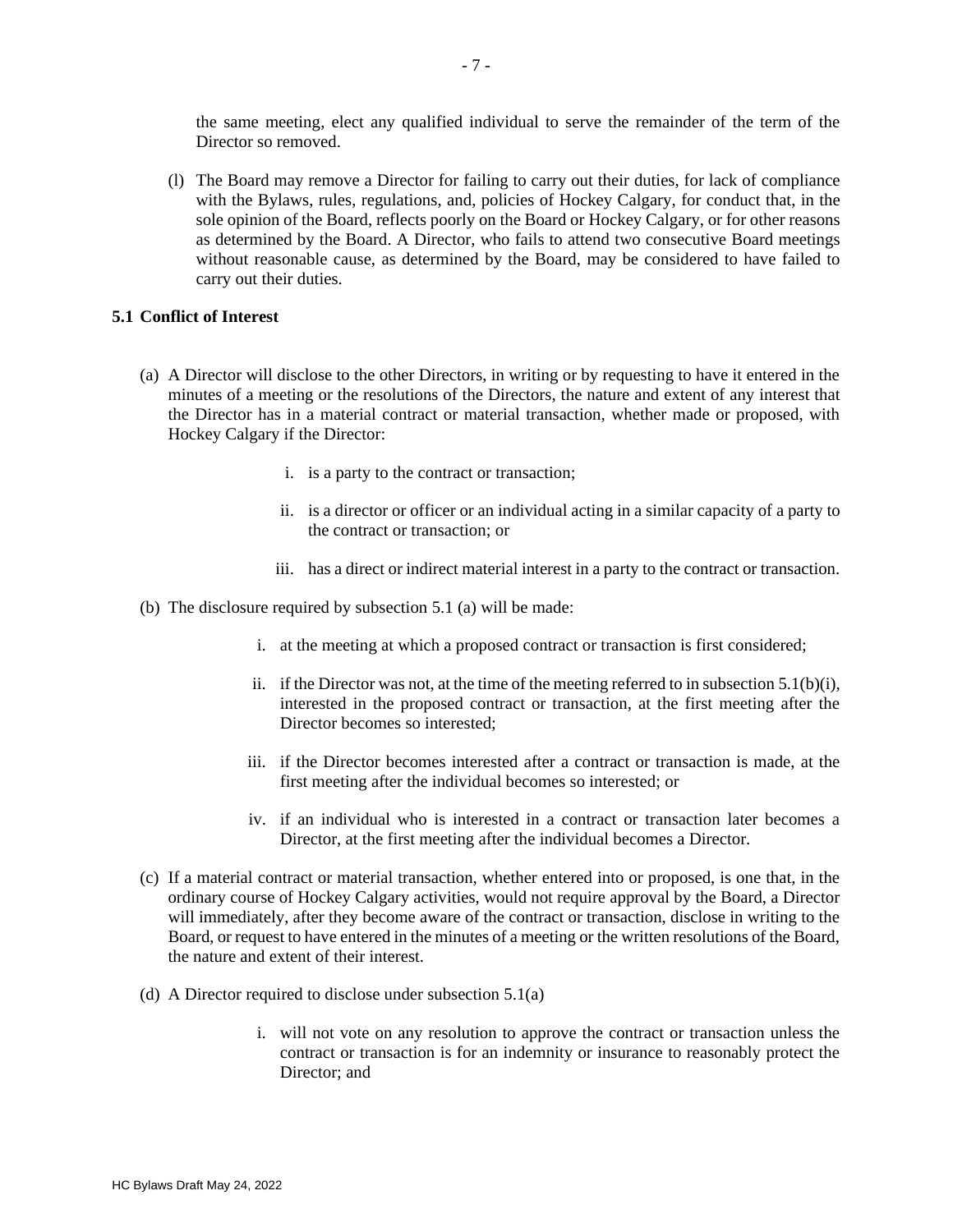the same meeting, elect any qualified individual to serve the remainder of the term of the Director so removed.

(l) The Board may remove a Director for failing to carry out their duties, for lack of compliance with the Bylaws, rules, regulations, and, policies of Hockey Calgary, for conduct that, in the sole opinion of the Board, reflects poorly on the Board or Hockey Calgary, or for other reasons as determined by the Board. A Director, who fails to attend two consecutive Board meetings without reasonable cause, as determined by the Board, may be considered to have failed to carry out their duties.

**5.1 Conflict of Interest**

(a) A Director will disclose to the other Directors, in writing or by requesting to have it entered in the minutes of a meeting or the resolutions of the Directors, the nature and extent of any interest that the Director has in a material contract or material transaction, whether made or proposed, with Hockey Calgary if the Director:

  i. is a party to the contract or transaction;

  ii. is a director or officer or an individual acting in a similar capacity of a party to the contract or transaction; or

  iii. has a direct or indirect material interest in a party to the contract or transaction.

(b) The disclosure required by subsection 5.1 (a) will be made:

  i. at the meeting at which a proposed contract or transaction is first considered;

  ii. if the Director was not, at the time of the meeting referred to in subsection 5.1(b)(i), interested in the proposed contract or transaction, at the first meeting after the Director becomes so interested;

  iii. if the Director becomes interested after a contract or transaction is made, at the first meeting after the individual becomes so interested; or

  iv. if an individual who is interested in a contract or transaction later becomes a Director, at the first meeting after the individual becomes a Director.

(c) If a material contract or material transaction, whether entered into or proposed, is one that, in the ordinary course of Hockey Calgary activities, would not require approval by the Board, a Director will immediately, after they become aware of the contract or transaction, disclose in writing to the Board, or request to have entered in the minutes of a meeting or the written resolutions of the Board, the nature and extent of their interest.

(d) A Director required to disclose under subsection 5.1(a)

  i. will not vote on any resolution to approve the contract or transaction unless the contract or transaction is for an indemnity or insurance to reasonably protect the Director; and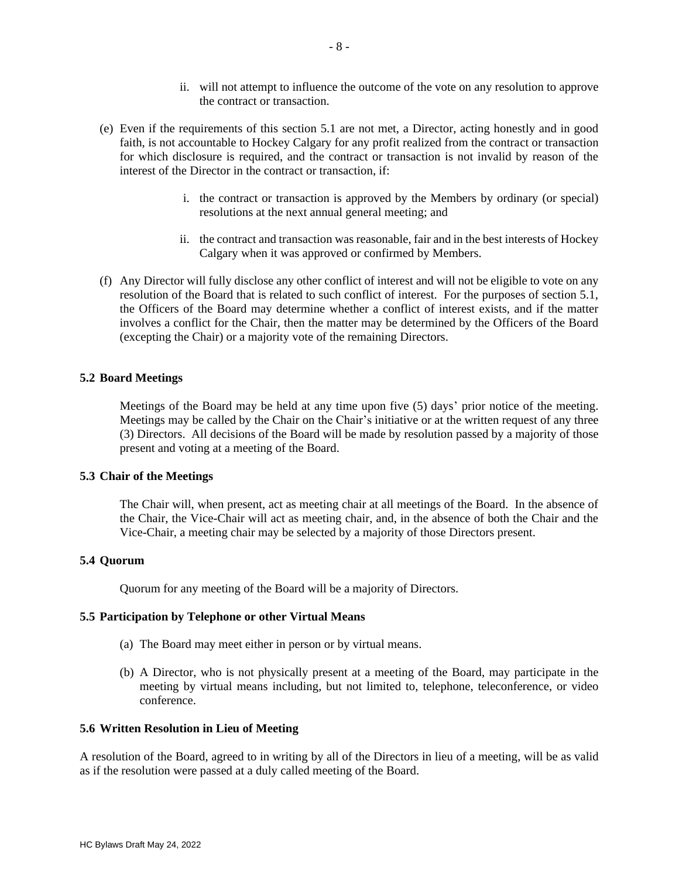ii. will not attempt to influence the outcome of the vote on any resolution to approve the contract or transaction.

(e) Even if the requirements of this section 5.1 are not met, a Director, acting honestly and in good faith, is not accountable to Hockey Calgary for any profit realized from the contract or transaction for which disclosure is required, and the contract or transaction is not invalid by reason of the interest of the Director in the contract or transaction, if:

   i. the contract or transaction is approved by the Members by ordinary (or special) resolutions at the next annual general meeting; and

   ii. the contract and transaction was reasonable, fair and in the best interests of Hockey Calgary when it was approved or confirmed by Members.

(f) Any Director will fully disclose any other conflict of interest and will not be eligible to vote on any resolution of the Board that is related to such conflict of interest. For the purposes of section 5.1, the Officers of the Board may determine whether a conflict of interest exists, and if the matter involves a conflict for the Chair, then the matter may be determined by the Officers of the Board (excepting the Chair) or a majority vote of the remaining Directors.

### 5.2 Board Meetings

Meetings of the Board may be held at any time upon five (5) days' prior notice of the meeting. Meetings may be called by the Chair on the Chair's initiative or at the written request of any three (3) Directors. All decisions of the Board will be made by resolution passed by a majority of those present and voting at a meeting of the Board.

### 5.3 Chair of the Meetings

The Chair will, when present, act as meeting chair at all meetings of the Board. In the absence of the Chair, the Vice-Chair will act as meeting chair, and, in the absence of both the Chair and the Vice-Chair, a meeting chair may be selected by a majority of those Directors present.

### 5.4 Quorum

Quorum for any meeting of the Board will be a majority of Directors.

### 5.5 Participation by Telephone or other Virtual Means

(a) The Board may meet either in person or by virtual means.

(b) A Director, who is not physically present at a meeting of the Board, may participate in the meeting by virtual means including, but not limited to, telephone, teleconference, or video conference.

### 5.6 Written Resolution in Lieu of Meeting

A resolution of the Board, agreed to in writing by all of the Directors in lieu of a meeting, will be as valid as if the resolution were passed at a duly called meeting of the Board.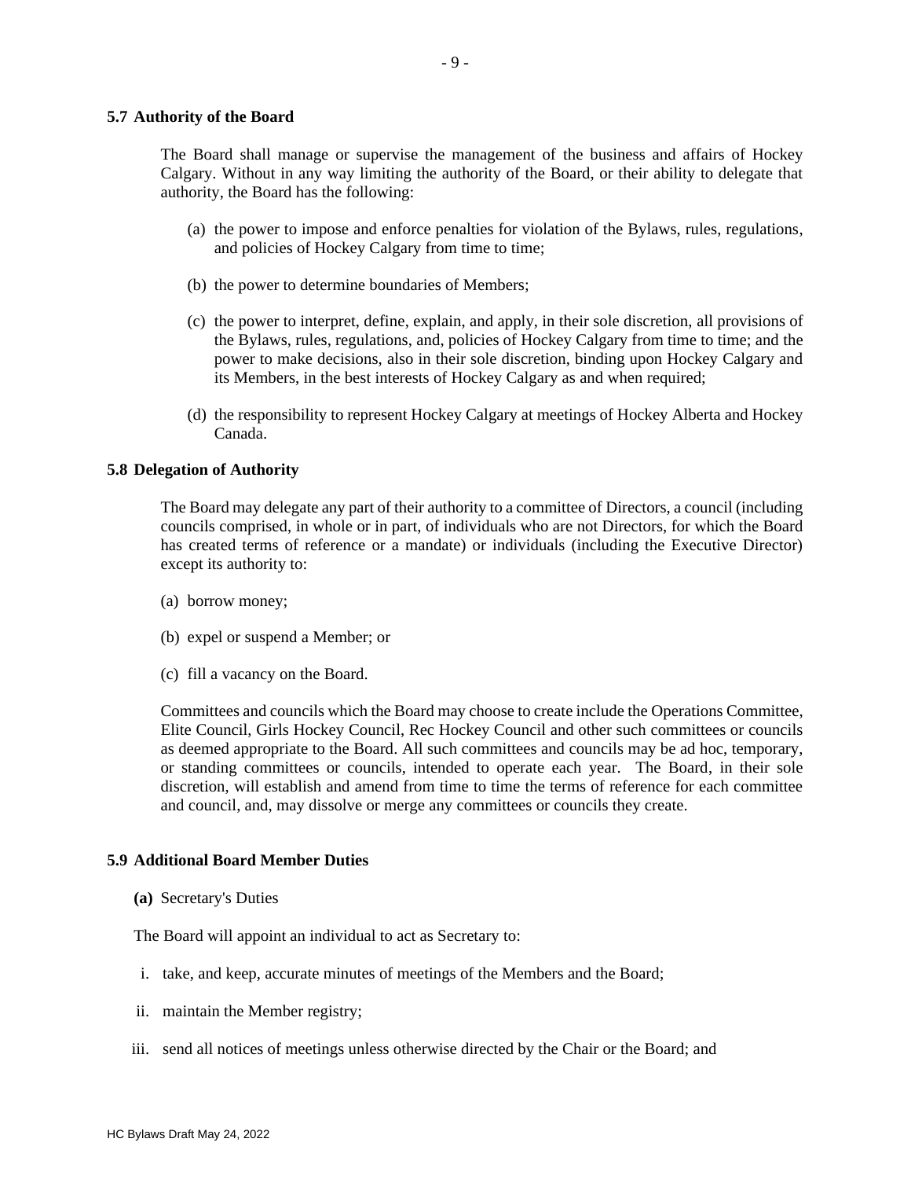### 5.7 Authority of the Board

The Board shall manage or supervise the management of the business and affairs of Hockey Calgary. Without in any way limiting the authority of the Board, or their ability to delegate that authority, the Board has the following:

(a) the power to impose and enforce penalties for violation of the Bylaws, rules, regulations, and policies of Hockey Calgary from time to time;

(b) the power to determine boundaries of Members;

(c) the power to interpret, define, explain, and apply, in their sole discretion, all provisions of the Bylaws, rules, regulations, and, policies of Hockey Calgary from time to time; and the power to make decisions, also in their sole discretion, binding upon Hockey Calgary and its Members, in the best interests of Hockey Calgary as and when required;

(d) the responsibility to represent Hockey Calgary at meetings of Hockey Alberta and Hockey Canada.

### 5.8 Delegation of Authority

The Board may delegate any part of their authority to a committee of Directors, a council (including councils comprised, in whole or in part, of individuals who are not Directors, for which the Board has created terms of reference or a mandate) or individuals (including the Executive Director) except its authority to:

(a) borrow money;

(b) expel or suspend a Member; or

(c) fill a vacancy on the Board.

Committees and councils which the Board may choose to create include the Operations Committee, Elite Council, Girls Hockey Council, Rec Hockey Council and other such committees or councils as deemed appropriate to the Board. All such committees and councils may be ad hoc, temporary, or standing committees or councils, intended to operate each year. The Board, in their sole discretion, will establish and amend from time to time the terms of reference for each committee and council, and, may dissolve or merge any committees or councils they create.

### 5.9 Additional Board Member Duties

**(a)** Secretary's Duties

The Board will appoint an individual to act as Secretary to:

i. take, and keep, accurate minutes of meetings of the Members and the Board;

ii. maintain the Member registry;

iii. send all notices of meetings unless otherwise directed by the Chair or the Board; and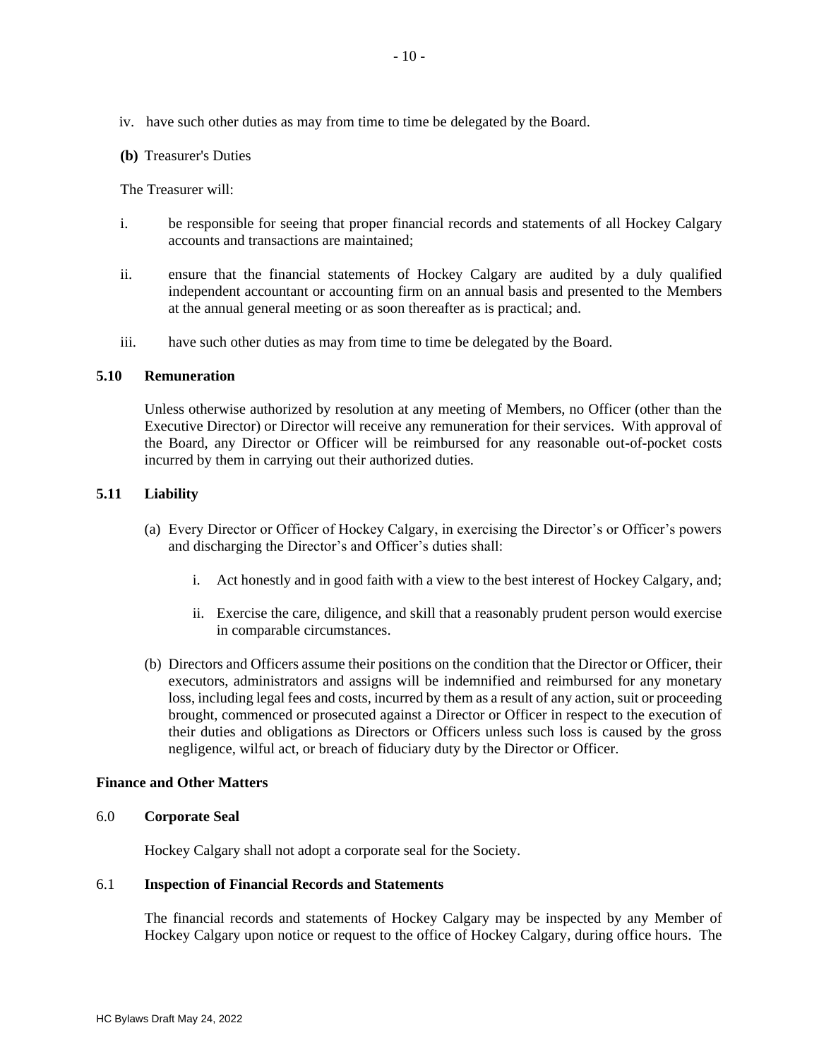iv. have such other duties as may from time to time be delegated by the Board.

**(b)** Treasurer's Duties

The Treasurer will:

i. be responsible for seeing that proper financial records and statements of all Hockey Calgary accounts and transactions are maintained;

ii. ensure that the financial statements of Hockey Calgary are audited by a duly qualified independent accountant or accounting firm on an annual basis and presented to the Members at the annual general meeting or as soon thereafter as is practical; and.

iii. have such other duties as may from time to time be delegated by the Board.

**5.10 Remuneration**

Unless otherwise authorized by resolution at any meeting of Members, no Officer (other than the Executive Director) or Director will receive any remuneration for their services. With approval of the Board, any Director or Officer will be reimbursed for any reasonable out-of-pocket costs incurred by them in carrying out their authorized duties.

**5.11 Liability**

(a) Every Director or Officer of Hockey Calgary, in exercising the Director's or Officer's powers and discharging the Director's and Officer's duties shall:

i. Act honestly and in good faith with a view to the best interest of Hockey Calgary, and;

ii. Exercise the care, diligence, and skill that a reasonably prudent person would exercise in comparable circumstances.

(b) Directors and Officers assume their positions on the condition that the Director or Officer, their executors, administrators and assigns will be indemnified and reimbursed for any monetary loss, including legal fees and costs, incurred by them as a result of any action, suit or proceeding brought, commenced or prosecuted against a Director or Officer in respect to the execution of their duties and obligations as Directors or Officers unless such loss is caused by the gross negligence, wilful act, or breach of fiduciary duty by the Director or Officer.

**Finance and Other Matters**

6.0 **Corporate Seal**

Hockey Calgary shall not adopt a corporate seal for the Society.

6.1 **Inspection of Financial Records and Statements**

The financial records and statements of Hockey Calgary may be inspected by any Member of Hockey Calgary upon notice or request to the office of Hockey Calgary, during office hours. The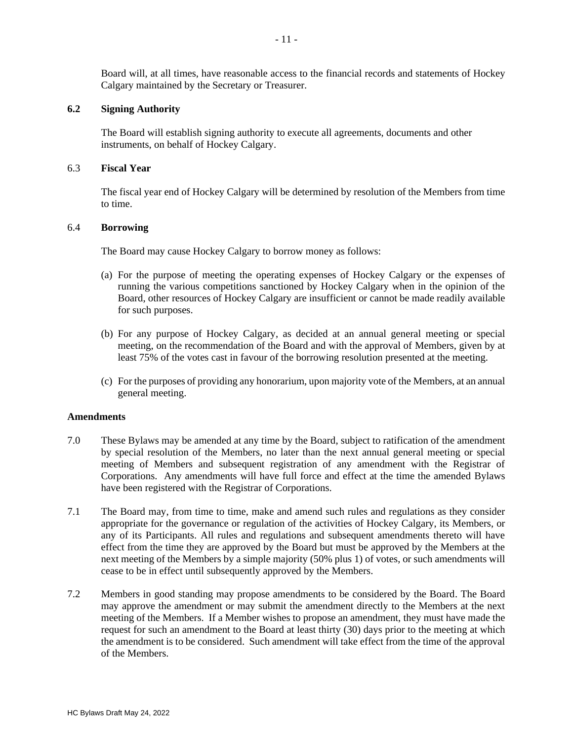Board will, at all times, have reasonable access to the financial records and statements of Hockey Calgary maintained by the Secretary or Treasurer.

### 6.2 Signing Authority

The Board will establish signing authority to execute all agreements, documents and other instruments, on behalf of Hockey Calgary.

### 6.3 Fiscal Year

The fiscal year end of Hockey Calgary will be determined by resolution of the Members from time to time.

### 6.4 Borrowing

The Board may cause Hockey Calgary to borrow money as follows:

(a) For the purpose of meeting the operating expenses of Hockey Calgary or the expenses of running the various competitions sanctioned by Hockey Calgary when in the opinion of the Board, other resources of Hockey Calgary are insufficient or cannot be made readily available for such purposes.

(b) For any purpose of Hockey Calgary, as decided at an annual general meeting or special meeting, on the recommendation of the Board and with the approval of Members, given by at least 75% of the votes cast in favour of the borrowing resolution presented at the meeting.

(c) For the purposes of providing any honorarium, upon majority vote of the Members, at an annual general meeting.

## Amendments

7.0 These Bylaws may be amended at any time by the Board, subject to ratification of the amendment by special resolution of the Members, no later than the next annual general meeting or special meeting of Members and subsequent registration of any amendment with the Registrar of Corporations. Any amendments will have full force and effect at the time the amended Bylaws have been registered with the Registrar of Corporations.

7.1 The Board may, from time to time, make and amend such rules and regulations as they consider appropriate for the governance or regulation of the activities of Hockey Calgary, its Members, or any of its Participants. All rules and regulations and subsequent amendments thereto will have effect from the time they are approved by the Board but must be approved by the Members at the next meeting of the Members by a simple majority (50% plus 1) of votes, or such amendments will cease to be in effect until subsequently approved by the Members.

7.2 Members in good standing may propose amendments to be considered by the Board. The Board may approve the amendment or may submit the amendment directly to the Members at the next meeting of the Members. If a Member wishes to propose an amendment, they must have made the request for such an amendment to the Board at least thirty (30) days prior to the meeting at which the amendment is to be considered. Such amendment will take effect from the time of the approval of the Members.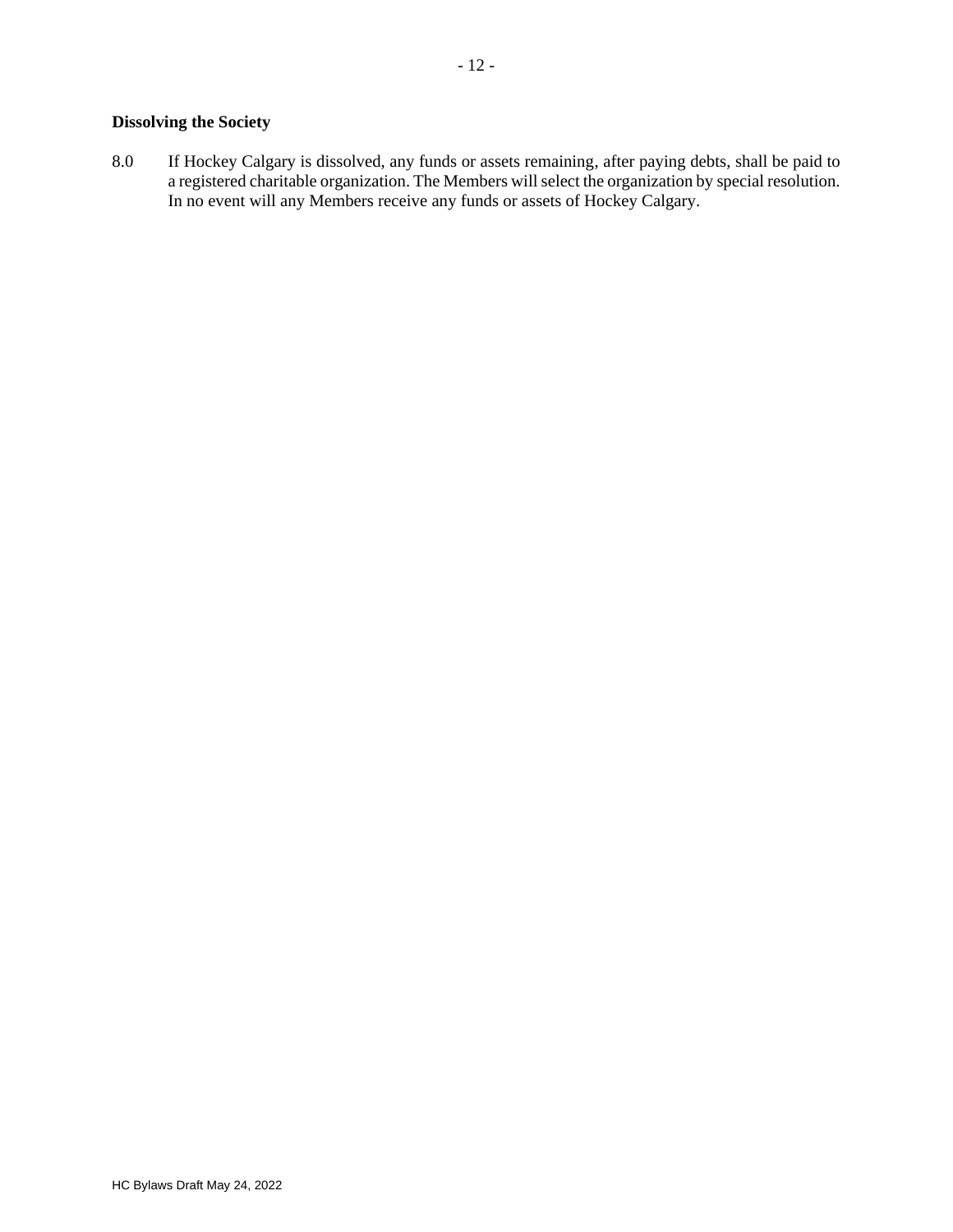**Dissolving the Society**

8.0 If Hockey Calgary is dissolved, any funds or assets remaining, after paying debts, shall be paid to a registered charitable organization. The Members will select the organization by special resolution. In no event will any Members receive any funds or assets of Hockey Calgary.